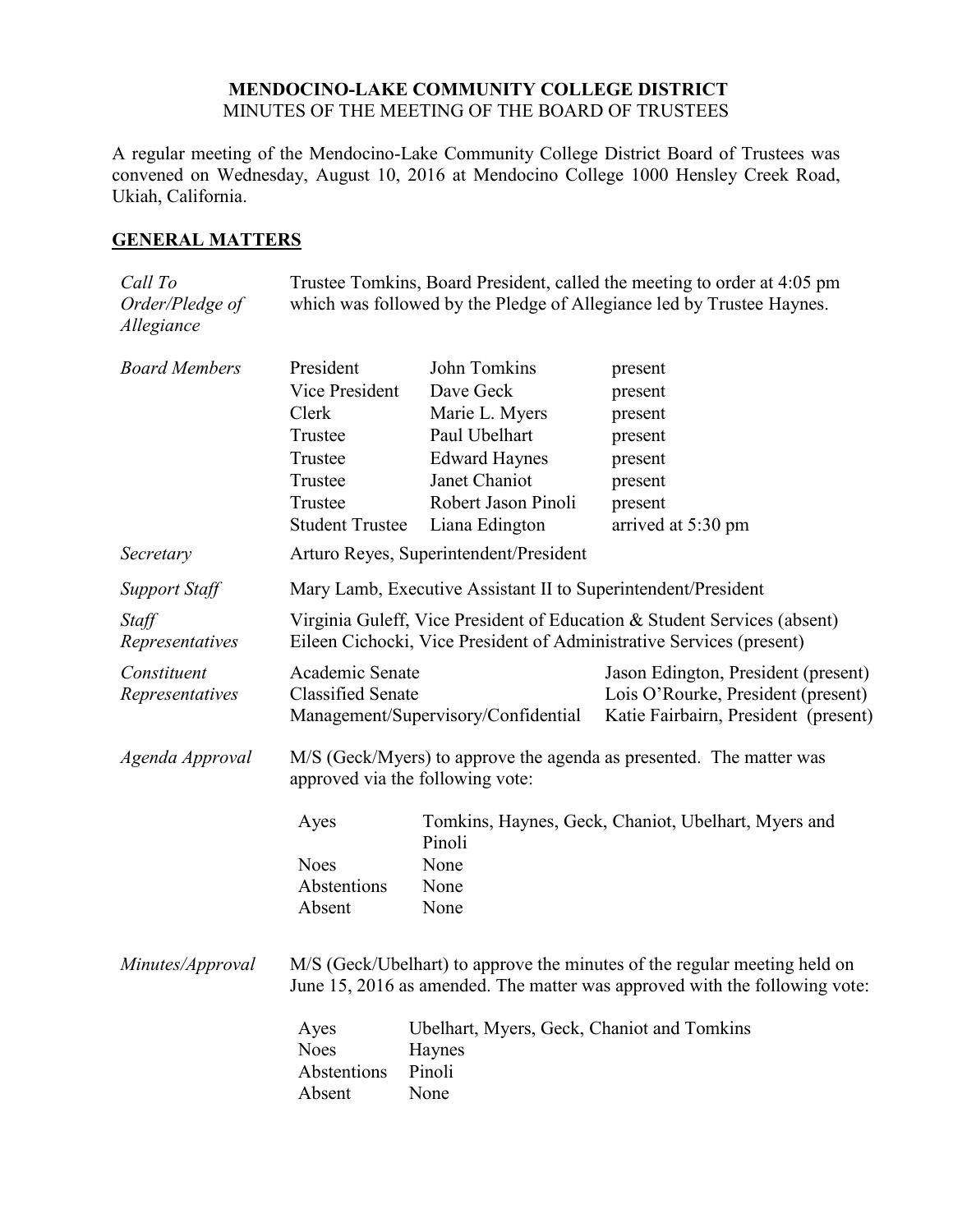**MENDOCINO-LAKE COMMUNITY COLLEGE DISTRICT**
MINUTES OF THE MEETING OF THE BOARD OF TRUSTEES

A regular meeting of the Mendocino-Lake Community College District Board of Trustees was convened on Wednesday, August 10, 2016 at Mendocino College 1000 Hensley Creek Road, Ukiah, California.

## GENERAL MATTERS

*Call To Order/Pledge of Allegiance*

Trustee Tomkins, Board President, called the meeting to order at 4:05 pm which was followed by the Pledge of Allegiance led by Trustee Haynes.

*Board Members*

| | | |
|---|---|---|
| President | John Tomkins | present |
| Vice President | Dave Geck | present |
| Clerk | Marie L. Myers | present |
| Trustee | Paul Ubelhart | present |
| Trustee | Edward Haynes | present |
| Trustee | Janet Chaniot | present |
| Trustee | Robert Jason Pinoli | present |
| Student Trustee | Liana Edington | arrived at 5:30 pm |

*Secretary*

Arturo Reyes, Superintendent/President

*Support Staff*

Mary Lamb, Executive Assistant II to Superintendent/President

*Staff Representatives*

Virginia Guleff, Vice President of Education & Student Services (absent)
Eileen Cichocki, Vice President of Administrative Services (present)

*Constituent Representatives*

| | |
|---|---|
| Academic Senate | Jason Edington, President (present) |
| Classified Senate | Lois O'Rourke, President (present) |
| Management/Supervisory/Confidential | Katie Fairbairn, President (present) |

*Agenda Approval*

M/S (Geck/Myers) to approve the agenda as presented. The matter was approved via the following vote:

| | |
|---|---|
| Ayes | Tomkins, Haynes, Geck, Chaniot, Ubelhart, Myers and Pinoli |
| Noes | None |
| Abstentions | None |
| Absent | None |

*Minutes/Approval*

M/S (Geck/Ubelhart) to approve the minutes of the regular meeting held on June 15, 2016 as amended. The matter was approved with the following vote:

| | |
|---|---|
| Ayes | Ubelhart, Myers, Geck, Chaniot and Tomkins |
| Noes | Haynes |
| Abstentions | Pinoli |
| Absent | None |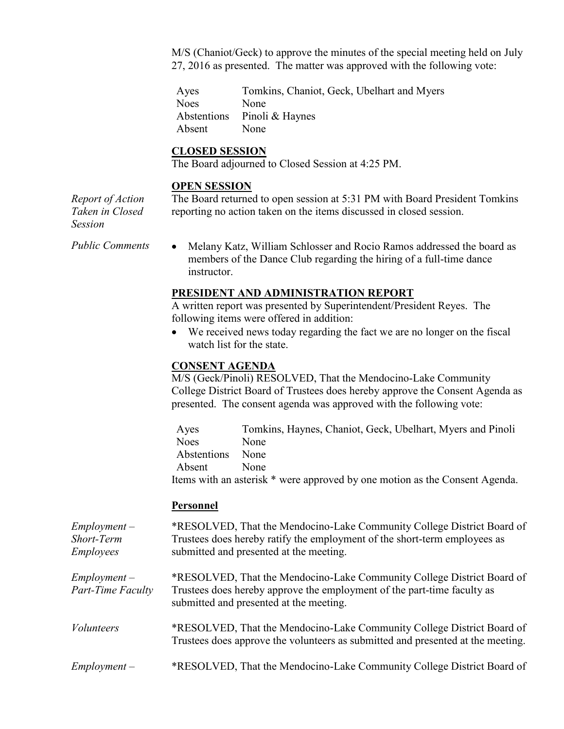M/S (Chaniot/Geck) to approve the minutes of the special meeting held on July 27, 2016 as presented. The matter was approved with the following vote:

| | |
|---|---|
| Ayes | Tomkins, Chaniot, Geck, Ubelhart and Myers |
| Noes | None |
| Abstentions | Pinoli & Haynes |
| Absent | None |

**CLOSED SESSION**

The Board adjourned to Closed Session at 4:25 PM.

**OPEN SESSION**

*Report of Action Taken in Closed Session*

The Board returned to open session at 5:31 PM with Board President Tomkins reporting no action taken on the items discussed in closed session.

*Public Comments*

- Melany Katz, William Schlosser and Rocio Ramos addressed the board as members of the Dance Club regarding the hiring of a full-time dance instructor.

**PRESIDENT AND ADMINISTRATION REPORT**

A written report was presented by Superintendent/President Reyes. The following items were offered in addition:

- We received news today regarding the fact we are no longer on the fiscal watch list for the state.

**CONSENT AGENDA**

M/S (Geck/Pinoli) RESOLVED, That the Mendocino-Lake Community College District Board of Trustees does hereby approve the Consent Agenda as presented. The consent agenda was approved with the following vote:

| | |
|---|---|
| Ayes | Tomkins, Haynes, Chaniot, Geck, Ubelhart, Myers and Pinoli |
| Noes | None |
| Abstentions | None |
| Absent | None |

Items with an asterisk * were approved by one motion as the Consent Agenda.

**Personnel**

*Employment – Short-Term Employees*

*RESOLVED, That the Mendocino-Lake Community College District Board of Trustees does hereby ratify the employment of the short-term employees as submitted and presented at the meeting.

*Employment – Part-Time Faculty*

*RESOLVED, That the Mendocino-Lake Community College District Board of Trustees does hereby approve the employment of the part-time faculty as submitted and presented at the meeting.

*Volunteers*

*RESOLVED, That the Mendocino-Lake Community College District Board of Trustees does approve the volunteers as submitted and presented at the meeting.

*Employment –*

*RESOLVED, That the Mendocino-Lake Community College District Board of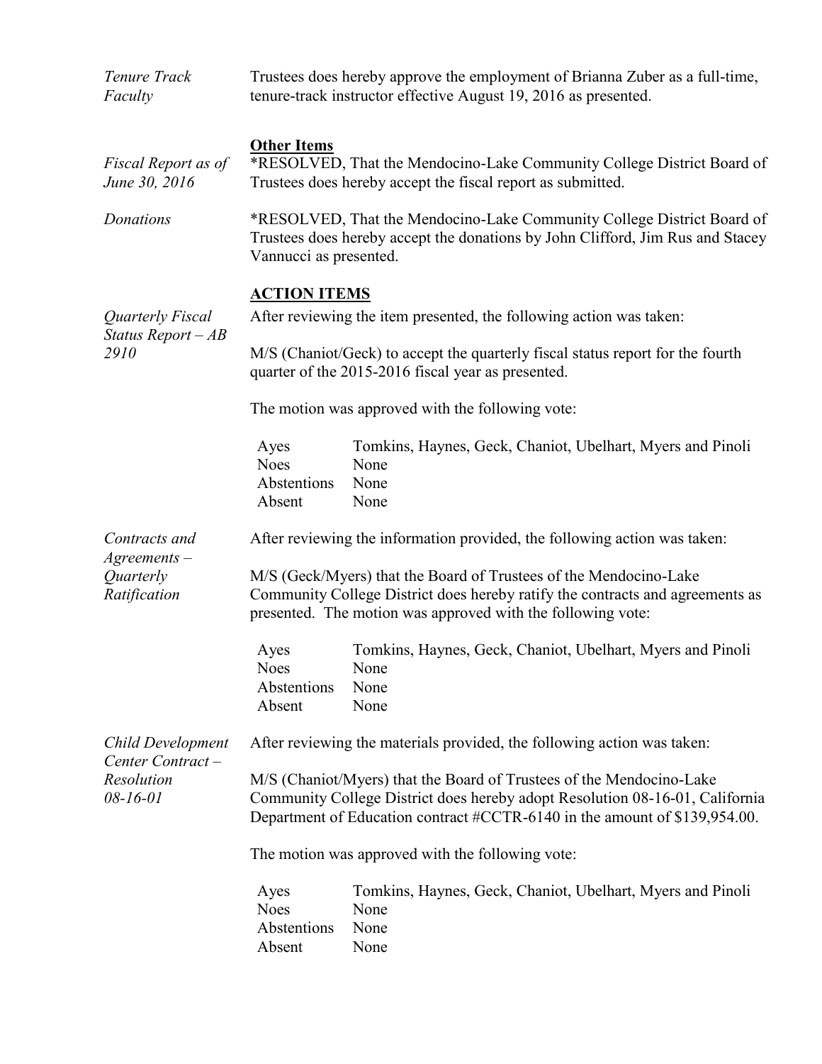*Tenure Track Faculty*

Trustees does hereby approve the employment of Brianna Zuber as a full-time, tenure-track instructor effective August 19, 2016 as presented.

**Other Items**

*Fiscal Report as of June 30, 2016*

*RESOLVED, That the Mendocino-Lake Community College District Board of Trustees does hereby accept the fiscal report as submitted.

*Donations*

*RESOLVED, That the Mendocino-Lake Community College District Board of Trustees does hereby accept the donations by John Clifford, Jim Rus and Stacey Vannucci as presented.

**ACTION ITEMS**

*Quarterly Fiscal Status Report – AB 2910*

After reviewing the item presented, the following action was taken:

M/S (Chaniot/Geck) to accept the quarterly fiscal status report for the fourth quarter of the 2015-2016 fiscal year as presented.

The motion was approved with the following vote:

| | |
|---|---|
| Ayes | Tomkins, Haynes, Geck, Chaniot, Ubelhart, Myers and Pinoli |
| Noes | None |
| Abstentions | None |
| Absent | None |

*Contracts and Agreements – Quarterly Ratification*

After reviewing the information provided, the following action was taken:

M/S (Geck/Myers) that the Board of Trustees of the Mendocino-Lake Community College District does hereby ratify the contracts and agreements as presented. The motion was approved with the following vote:

| | |
|---|---|
| Ayes | Tomkins, Haynes, Geck, Chaniot, Ubelhart, Myers and Pinoli |
| Noes | None |
| Abstentions | None |
| Absent | None |

*Child Development Center Contract – Resolution 08-16-01*

After reviewing the materials provided, the following action was taken:

M/S (Chaniot/Myers) that the Board of Trustees of the Mendocino-Lake Community College District does hereby adopt Resolution 08-16-01, California Department of Education contract #CCTR-6140 in the amount of $139,954.00.

The motion was approved with the following vote:

| | |
|---|---|
| Ayes | Tomkins, Haynes, Geck, Chaniot, Ubelhart, Myers and Pinoli |
| Noes | None |
| Abstentions | None |
| Absent | None |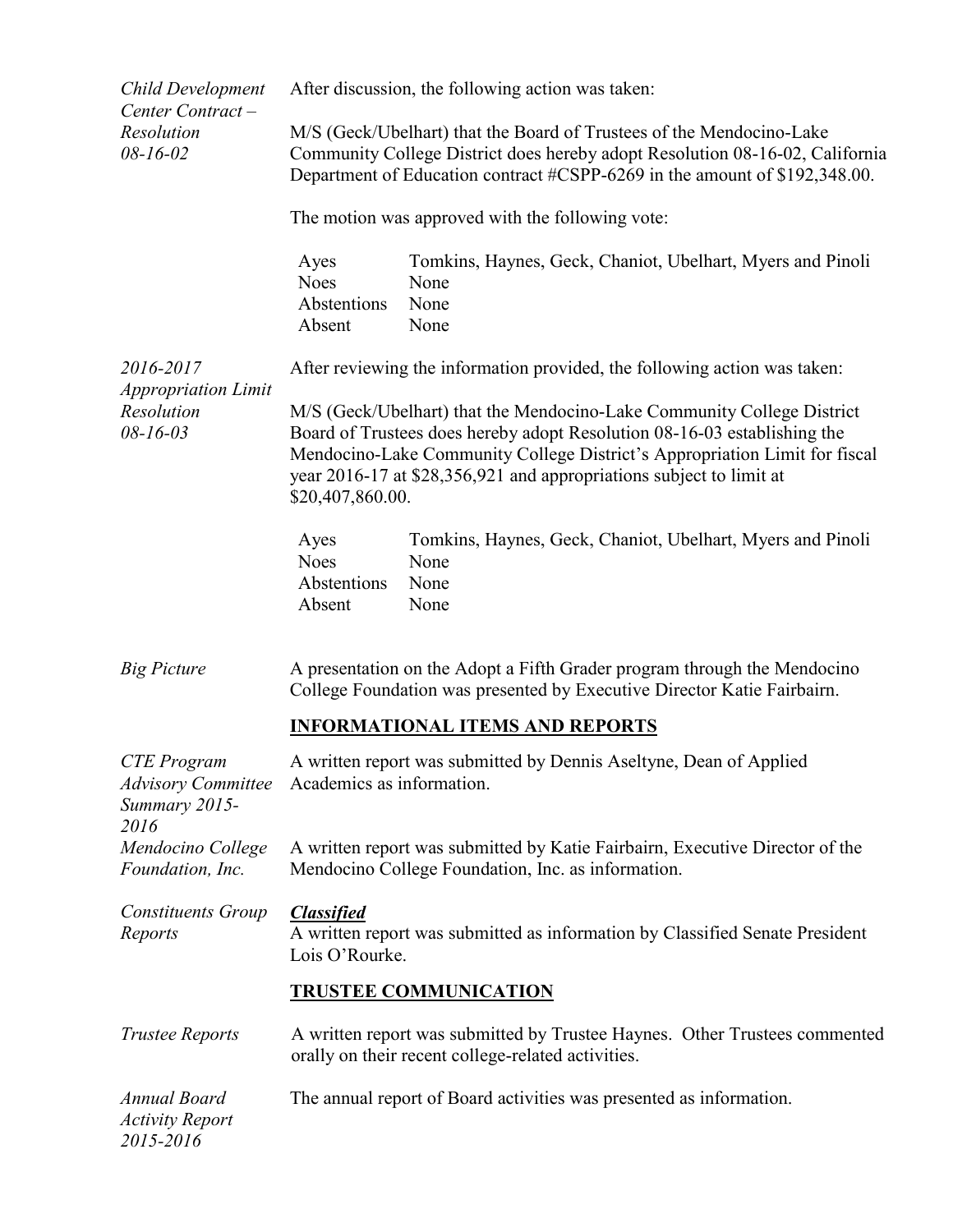*Child Development Center Contract – Resolution 08-16-02*

After discussion, the following action was taken:

M/S (Geck/Ubelhart) that the Board of Trustees of the Mendocino-Lake Community College District does hereby adopt Resolution 08-16-02, California Department of Education contract #CSPP-6269 in the amount of $192,348.00.

The motion was approved with the following vote:

| | |
|---|---|
| Ayes | Tomkins, Haynes, Geck, Chaniot, Ubelhart, Myers and Pinoli |
| Noes | None |
| Abstentions | None |
| Absent | None |

*2016-2017 Appropriation Limit Resolution 08-16-03*

After reviewing the information provided, the following action was taken:

M/S (Geck/Ubelhart) that the Mendocino-Lake Community College District Board of Trustees does hereby adopt Resolution 08-16-03 establishing the Mendocino-Lake Community College District's Appropriation Limit for fiscal year 2016-17 at $28,356,921 and appropriations subject to limit at $20,407,860.00.

| | |
|---|---|
| Ayes | Tomkins, Haynes, Geck, Chaniot, Ubelhart, Myers and Pinoli |
| Noes | None |
| Abstentions | None |
| Absent | None |

*Big Picture*

A presentation on the Adopt a Fifth Grader program through the Mendocino College Foundation was presented by Executive Director Katie Fairbairn.

**INFORMATIONAL ITEMS AND REPORTS**

*CTE Program Advisory Committee Summary 2015-2016*

A written report was submitted by Dennis Aseltyne, Dean of Applied Academics as information.

*Mendocino College Foundation, Inc.*

A written report was submitted by Katie Fairbairn, Executive Director of the Mendocino College Foundation, Inc. as information.

*Constituents Group Reports*

***Classified***

A written report was submitted as information by Classified Senate President Lois O'Rourke.

**TRUSTEE COMMUNICATION**

*Trustee Reports*

A written report was submitted by Trustee Haynes. Other Trustees commented orally on their recent college-related activities.

*Annual Board Activity Report 2015-2016*

The annual report of Board activities was presented as information.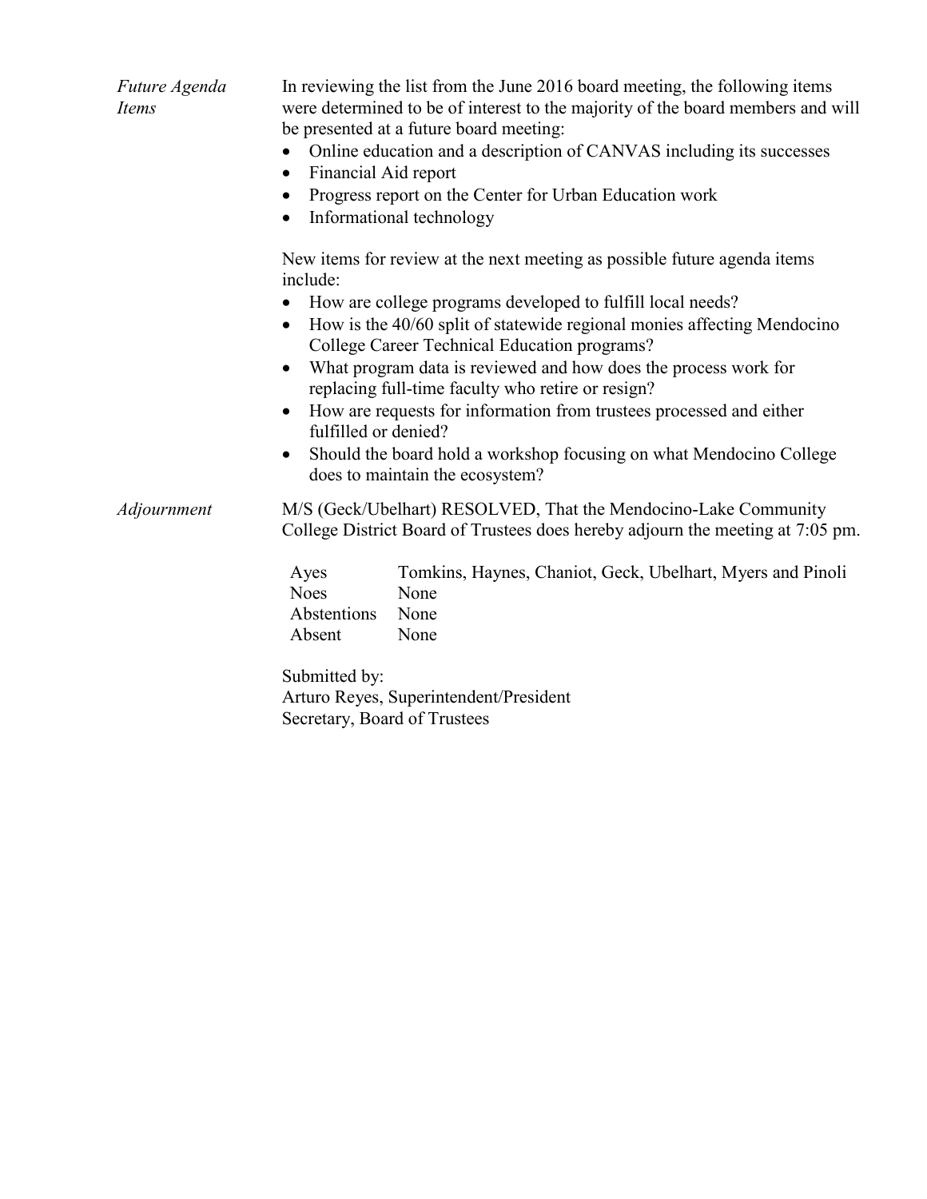*Future Agenda Items*

In reviewing the list from the June 2016 board meeting, the following items were determined to be of interest to the majority of the board members and will be presented at a future board meeting:

- Online education and a description of CANVAS including its successes
- Financial Aid report
- Progress report on the Center for Urban Education work
- Informational technology

New items for review at the next meeting as possible future agenda items include:

- How are college programs developed to fulfill local needs?
- How is the 40/60 split of statewide regional monies affecting Mendocino College Career Technical Education programs?
- What program data is reviewed and how does the process work for replacing full-time faculty who retire or resign?
- How are requests for information from trustees processed and either fulfilled or denied?
- Should the board hold a workshop focusing on what Mendocino College does to maintain the ecosystem?

*Adjournment*

M/S (Geck/Ubelhart) RESOLVED, That the Mendocino-Lake Community College District Board of Trustees does hereby adjourn the meeting at 7:05 pm.

| | |
|---|---|
| Ayes | Tomkins, Haynes, Chaniot, Geck, Ubelhart, Myers and Pinoli |
| Noes | None |
| Abstentions | None |
| Absent | None |

Submitted by:
Arturo Reyes, Superintendent/President
Secretary, Board of Trustees